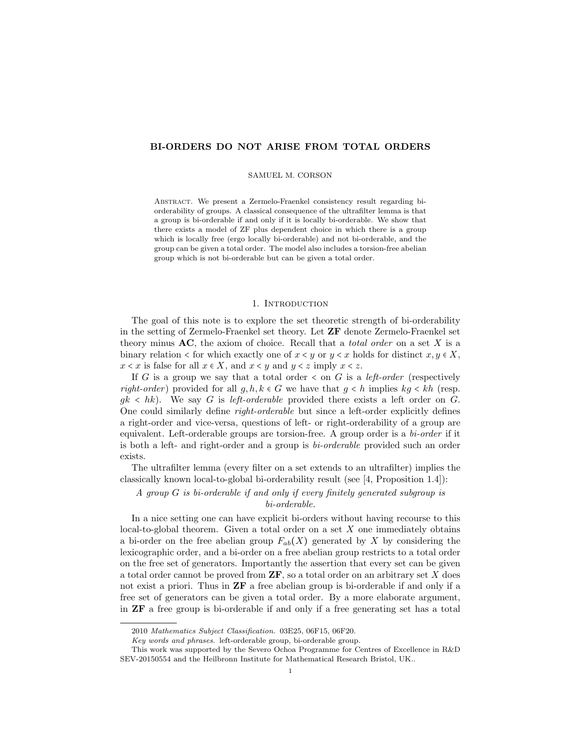# BI-ORDERS DO NOT ARISE FROM TOTAL ORDERS

SAMUEL M. CORSON

Abstract. We present a Zermelo-Fraenkel consistency result regarding bi-orderability of groups. A classical consequence of the ultrafilter lemma is that a group is bi-orderable if and only if it is locally bi-orderable. We show that there exists a model of ZF plus dependent choice in which there is a group which is locally free (ergo locally bi-orderable) and not bi-orderable, and the group can be given a total order. The model also includes a torsion-free abelian group which is not bi-orderable but can be given a total order.

## 1. Introduction

The goal of this note is to explore the set theoretic strength of bi-orderability in the setting of Zermelo-Fraenkel set theory. Let **ZF** denote Zermelo-Fraenkel set theory minus **AC**, the axiom of choice. Recall that a *total order* on a set $X$ is a binary relation $<$ for which exactly one of $x < y$ or $y < x$ holds for distinct $x, y \in X$, $x < x$ is false for all $x \in X$, and $x < y$ and $y < z$ imply $x < z$.

If $G$ is a group we say that a total order $<$ on $G$ is a *left-order* (respectively *right-order*) provided for all $g, h, k \in G$ we have that $g < h$ implies $kg < kh$ (resp. $gk < hk$). We say $G$ is *left-orderable* provided there exists a left order on $G$. One could similarly define *right-orderable* but since a left-order explicitly defines a right-order and vice-versa, questions of left- or right-orderability of a group are equivalent. Left-orderable groups are torsion-free. A group order is a *bi-order* if it is both a left- and right-order and a group is *bi-orderable* provided such an order exists.

The ultrafilter lemma (every filter on a set extends to an ultrafilter) implies the classically known local-to-global bi-orderability result (see [4, Proposition 1.4]):

*A group $G$ is bi-orderable if and only if every finitely generated subgroup is bi-orderable.*

In a nice setting one can have explicit bi-orders without having recourse to this local-to-global theorem. Given a total order on a set $X$ one immediately obtains a bi-order on the free abelian group $F_{ab}(X)$ generated by $X$ by considering the lexicographic order, and a bi-order on a free abelian group restricts to a total order on the free set of generators. Importantly the assertion that every set can be given a total order cannot be proved from **ZF**, so a total order on an arbitrary set $X$ does not exist a priori. Thus in **ZF** a free abelian group is bi-orderable if and only if a free set of generators can be given a total order. By a more elaborate argument, in **ZF** a free group is bi-orderable if and only if a free generating set has a total

2010 *Mathematics Subject Classification.* 03E25, 06F15, 06F20.

*Key words and phrases.* left-orderable group, bi-orderable group.

This work was supported by the Severo Ochoa Programme for Centres of Excellence in R&D SEV-20150554 and the Heilbronn Institute for Mathematical Research Bristol, UK..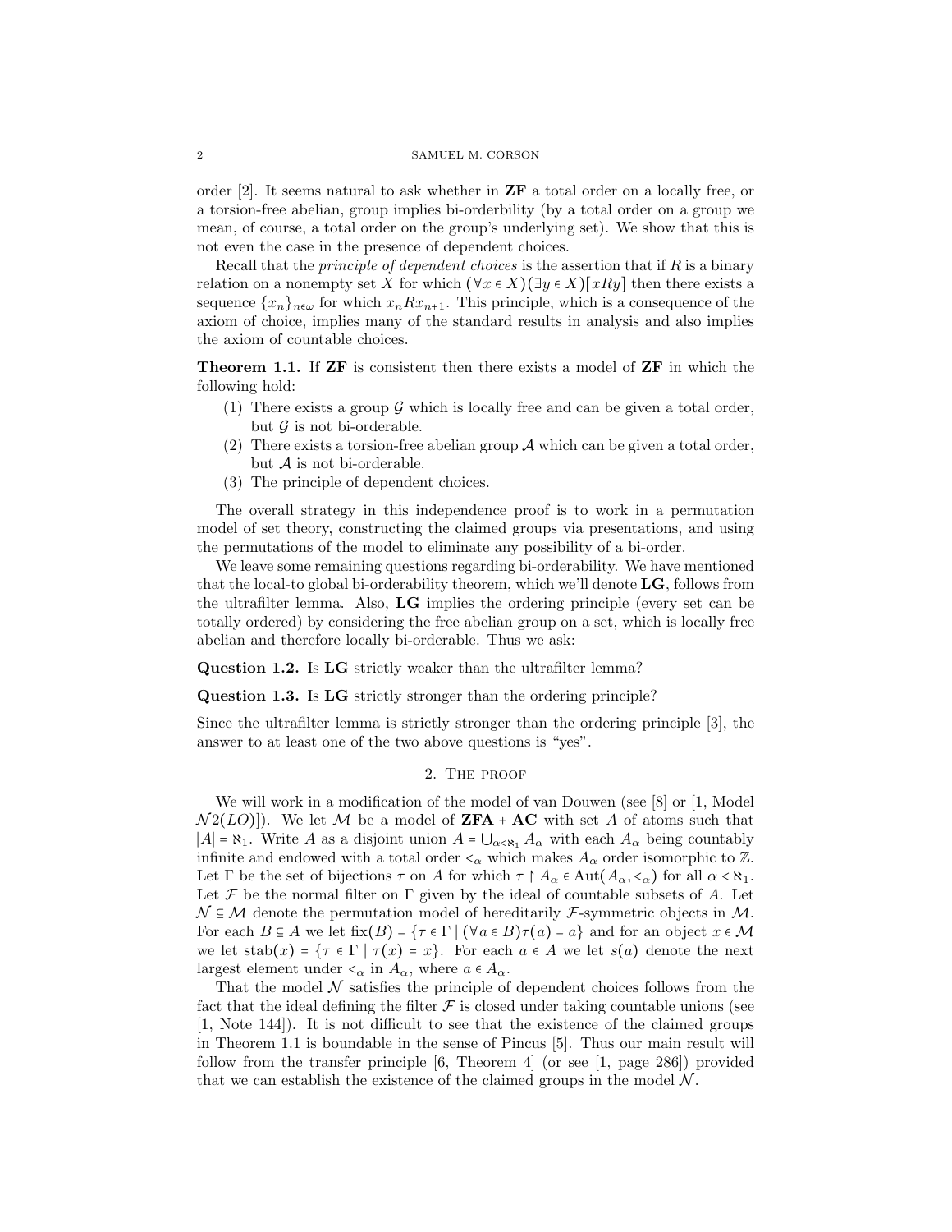order [2]. It seems natural to ask whether in **ZF** a total order on a locally free, or a torsion-free abelian, group implies bi-orderbility (by a total order on a group we mean, of course, a total order on the group's underlying set). We show that this is not even the case in the presence of dependent choices.

Recall that the *principle of dependent choices* is the assertion that if $R$ is a binary relation on a nonempty set $X$ for which $(\forall x \in X)(\exists y \in X)[xRy]$ then there exists a sequence $\{x_n\}_{n \in \omega}$ for which $x_n R x_{n+1}$. This principle, which is a consequence of the axiom of choice, implies many of the standard results in analysis and also implies the axiom of countable choices.

**Theorem 1.1.** If **ZF** is consistent then there exists a model of **ZF** in which the following hold:

1. There exists a group $\mathcal{G}$ which is locally free and can be given a total order, but $\mathcal{G}$ is not bi-orderable.
2. There exists a torsion-free abelian group $\mathcal{A}$ which can be given a total order, but $\mathcal{A}$ is not bi-orderable.
3. The principle of dependent choices.

The overall strategy in this independence proof is to work in a permutation model of set theory, constructing the claimed groups via presentations, and using the permutations of the model to eliminate any possibility of a bi-order.

We leave some remaining questions regarding bi-orderability. We have mentioned that the local-to global bi-orderability theorem, which we'll denote **LG**, follows from the ultrafilter lemma. Also, **LG** implies the ordering principle (every set can be totally ordered) by considering the free abelian group on a set, which is locally free abelian and therefore locally bi-orderable. Thus we ask:

**Question 1.2.** Is **LG** strictly weaker than the ultrafilter lemma?

**Question 1.3.** Is **LG** strictly stronger than the ordering principle?

Since the ultrafilter lemma is strictly stronger than the ordering principle [3], the answer to at least one of the two above questions is "yes".

## 2. The proof

We will work in a modification of the model of van Douwen (see [8] or [1, Model $\mathcal{N}2(LO)$]). We let $\mathcal{M}$ be a model of **ZFA** + **AC** with set $A$ of atoms such that $|A| = \aleph_1$. Write $A$ as a disjoint union $A = \bigcup_{\alpha < \aleph_1} A_\alpha$ with each $A_\alpha$ being countably infinite and endowed with a total order $<_\alpha$ which makes $A_\alpha$ order isomorphic to $\mathbb{Z}$. Let $\Gamma$ be the set of bijections $\tau$ on $A$ for which $\tau \upharpoonright A_\alpha \in \mathrm{Aut}(A_\alpha, <_\alpha)$ for all $\alpha < \aleph_1$. Let $\mathcal{F}$ be the normal filter on $\Gamma$ given by the ideal of countable subsets of $A$. Let $\mathcal{N} \subseteq \mathcal{M}$ denote the permutation model of hereditarily $\mathcal{F}$-symmetric objects in $\mathcal{M}$. For each $B \subseteq A$ we let $\mathrm{fix}(B) = \{\tau \in \Gamma \mid (\forall a \in B)\tau(a) = a\}$ and for an object $x \in \mathcal{M}$ we let $\mathrm{stab}(x) = \{\tau \in \Gamma \mid \tau(x) = x\}$. For each $a \in A$ we let $s(a)$ denote the next largest element under $<_\alpha$ in $A_\alpha$, where $a \in A_\alpha$.

That the model $\mathcal{N}$ satisfies the principle of dependent choices follows from the fact that the ideal defining the filter $\mathcal{F}$ is closed under taking countable unions (see [1, Note 144]). It is not difficult to see that the existence of the claimed groups in Theorem 1.1 is boundable in the sense of Pincus [5]. Thus our main result will follow from the transfer principle [6, Theorem 4] (or see [1, page 286]) provided that we can establish the existence of the claimed groups in the model $\mathcal{N}$.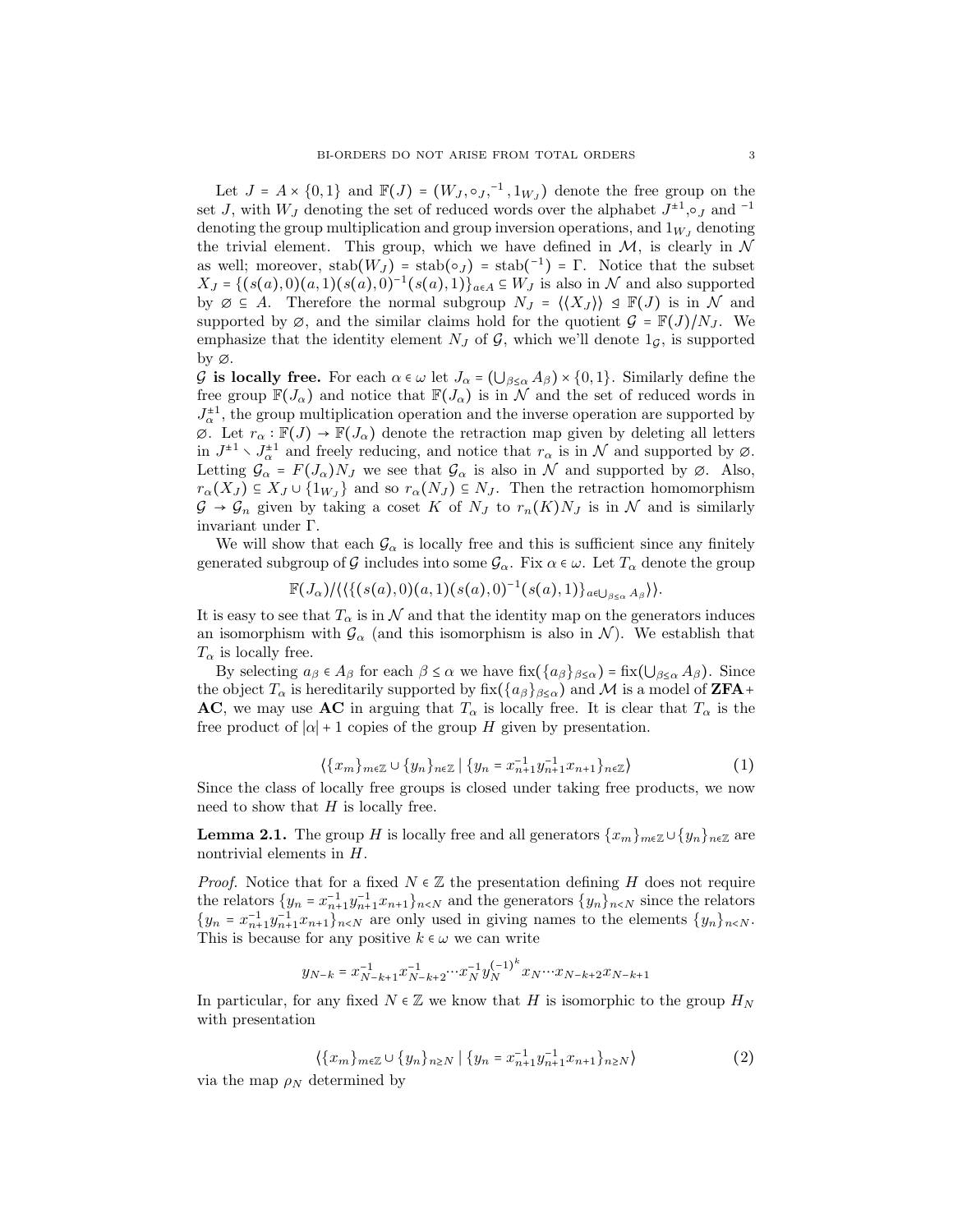Let $J = A \times \{0,1\}$ and $\mathbb{F}(J) = (W_J, \circ_J, ^{-1}, 1_{W_J})$ denote the free group on the set $J$, with $W_J$ denoting the set of reduced words over the alphabet $J^{\pm 1}$,$\circ_J$ and $^{-1}$ denoting the group multiplication and group inversion operations, and $1_{W_J}$ denoting the trivial element. This group, which we have defined in $\mathcal{M}$, is clearly in $\mathcal{N}$ as well; moreover, $\mathrm{stab}(W_J) = \mathrm{stab}(\circ_J) = \mathrm{stab}(^{-1}) = \Gamma$. Notice that the subset $X_J = \{(s(a),0)(a,1)(s(a),0)^{-1}(s(a),1)\}_{a\in A} \subseteq W_J$ is also in $\mathcal{N}$ and also supported by $\varnothing \subseteq A$. Therefore the normal subgroup $N_J = \langle\langle X_J\rangle\rangle \trianglelefteq \mathbb{F}(J)$ is in $\mathcal{N}$ and supported by $\varnothing$, and the similar claims hold for the quotient $\mathcal{G} = \mathbb{F}(J)/N_J$. We emphasize that the identity element $N_J$ of $\mathcal{G}$, which we'll denote $1_{\mathcal{G}}$, is supported by $\varnothing$.

**$\mathcal{G}$ is locally free.** For each $\alpha \in \omega$ let $J_\alpha = (\bigcup_{\beta\leq\alpha} A_\beta) \times \{0,1\}$. Similarly define the free group $\mathbb{F}(J_\alpha)$ and notice that $\mathbb{F}(J_\alpha)$ is in $\mathcal{N}$ and the set of reduced words in $J_\alpha^{\pm 1}$, the group multiplication operation and the inverse operation are supported by $\varnothing$. Let $r_\alpha : \mathbb{F}(J) \to \mathbb{F}(J_\alpha)$ denote the retraction map given by deleting all letters in $J^{\pm 1} \smallsetminus J_\alpha^{\pm 1}$ and freely reducing, and notice that $r_\alpha$ is in $\mathcal{N}$ and supported by $\varnothing$. Letting $\mathcal{G}_\alpha = F(J_\alpha)N_J$ we see that $\mathcal{G}_\alpha$ is also in $\mathcal{N}$ and supported by $\varnothing$. Also, $r_\alpha(X_J) \subseteq X_J \cup \{1_{W_J}\}$ and so $r_\alpha(N_J) \subseteq N_J$. Then the retraction homomorphism $\mathcal{G} \to \mathcal{G}_n$ given by taking a coset $K$ of $N_J$ to $r_n(K)N_J$ is in $\mathcal{N}$ and is similarly invariant under $\Gamma$.

We will show that each $\mathcal{G}_\alpha$ is locally free and this is sufficient since any finitely generated subgroup of $\mathcal{G}$ includes into some $\mathcal{G}_\alpha$. Fix $\alpha \in \omega$. Let $T_\alpha$ denote the group

$$\mathbb{F}(J_\alpha)/\langle\langle\{(s(a),0)(a,1)(s(a),0)^{-1}(s(a),1)\}_{a\in\bigcup_{\beta\leq\alpha} A_\beta}\rangle\rangle.$$

It is easy to see that $T_\alpha$ is in $\mathcal{N}$ and that the identity map on the generators induces an isomorphism with $\mathcal{G}_\alpha$ (and this isomorphism is also in $\mathcal{N}$). We establish that $T_\alpha$ is locally free.

By selecting $a_\beta \in A_\beta$ for each $\beta \leq \alpha$ we have $\mathrm{fix}(\{a_\beta\}_{\beta\leq\alpha}) = \mathrm{fix}(\bigcup_{\beta\leq\alpha} A_\beta)$. Since the object $T_\alpha$ is hereditarily supported by $\mathrm{fix}(\{a_\beta\}_{\beta\leq\alpha})$ and $\mathcal{M}$ is a model of **ZFA**+ **AC**, we may use **AC** in arguing that $T_\alpha$ is locally free. It is clear that $T_\alpha$ is the free product of $|\alpha| + 1$ copies of the group $H$ given by presentation.

$$\langle \{x_m\}_{m\in\mathbb{Z}} \cup \{y_n\}_{n\in\mathbb{Z}} \mid \{y_n = x_{n+1}^{-1} y_{n+1}^{-1} x_{n+1}\}_{n\in\mathbb{Z}}\rangle \tag{1}$$

Since the class of locally free groups is closed under taking free products, we now need to show that $H$ is locally free.

**Lemma 2.1.** *The group $H$ is locally free and all generators $\{x_m\}_{m\in\mathbb{Z}} \cup \{y_n\}_{n\in\mathbb{Z}}$ are nontrivial elements in $H$.*

*Proof.* Notice that for a fixed $N \in \mathbb{Z}$ the presentation defining $H$ does not require the relators $\{y_n = x_{n+1}^{-1} y_{n+1}^{-1} x_{n+1}\}_{n<N}$ and the generators $\{y_n\}_{n<N}$ since the relators $\{y_n = x_{n+1}^{-1} y_{n+1}^{-1} x_{n+1}\}_{n<N}$ are only used in giving names to the elements $\{y_n\}_{n<N}$. This is because for any positive $k \in \omega$ we can write

$$y_{N-k} = x_{N-k+1}^{-1} x_{N-k+2}^{-1} \cdots x_N^{-1} y_N^{(-1)^k} x_N \cdots x_{N-k+2} x_{N-k+1}$$

In particular, for any fixed $N \in \mathbb{Z}$ we know that $H$ is isomorphic to the group $H_N$ with presentation

$$\langle \{x_m\}_{m\in\mathbb{Z}} \cup \{y_n\}_{n\geq N} \mid \{y_n = x_{n+1}^{-1} y_{n+1}^{-1} x_{n+1}\}_{n\geq N}\rangle \tag{2}$$

via the map $\rho_N$ determined by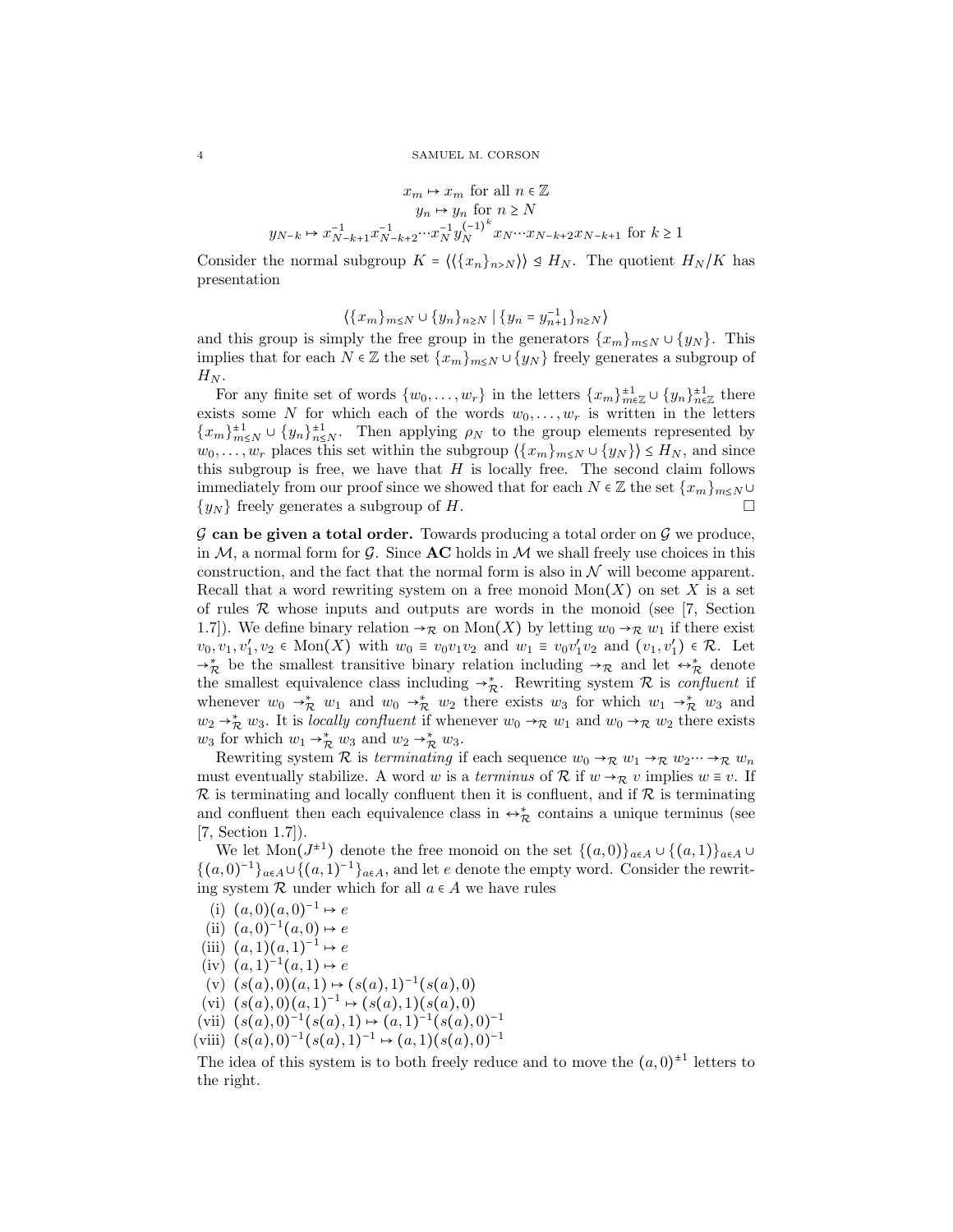$$x_m \mapsto x_m \text{ for all } n \in \mathbb{Z}$$
$$y_n \mapsto y_n \text{ for } n \geq N$$
$$y_{N-k} \mapsto x_{N-k+1}^{-1} x_{N-k+2}^{-1} \cdots x_N^{-1} y_N^{(-1)^k} x_N \cdots x_{N-k+2} x_{N-k+1} \text{ for } k \geq 1$$

Consider the normal subgroup $K = \langle\langle \{x_n\}_{n>N} \rangle\rangle \trianglelefteq H_N$. The quotient $H_N/K$ has presentation

$$\langle \{x_m\}_{m \leq N} \cup \{y_n\}_{n \geq N} \mid \{y_n = y_{n+1}^{-1}\}_{n \geq N} \rangle$$

and this group is simply the free group in the generators $\{x_m\}_{m \leq N} \cup \{y_N\}$. This implies that for each $N \in \mathbb{Z}$ the set $\{x_m\}_{m \leq N} \cup \{y_N\}$ freely generates a subgroup of $H_N$.

For any finite set of words $\{w_0, \ldots, w_r\}$ in the letters $\{x_m\}_{m \in \mathbb{Z}}^{\pm 1} \cup \{y_n\}_{n \in \mathbb{Z}}^{\pm 1}$ there exists some $N$ for which each of the words $w_0, \ldots, w_r$ is written in the letters $\{x_m\}_{m \leq N}^{\pm 1} \cup \{y_n\}_{n \leq N}^{\pm 1}$. Then applying $\rho_N$ to the group elements represented by $w_0, \ldots, w_r$ places this set within the subgroup $\langle \{x_m\}_{m \leq N} \cup \{y_N\} \rangle \leq H_N$, and since this subgroup is free, we have that $H$ is locally free. The second claim follows immediately from our proof since we showed that for each $N \in \mathbb{Z}$ the set $\{x_m\}_{m \leq N} \cup \{y_N\}$ freely generates a subgroup of $H$. $\square$

**$\mathcal{G}$ can be given a total order.** Towards producing a total order on $\mathcal{G}$ we produce, in $\mathcal{M}$, a normal form for $\mathcal{G}$. Since **AC** holds in $\mathcal{M}$ we shall freely use choices in this construction, and the fact that the normal form is also in $\mathcal{N}$ will become apparent. Recall that a word rewriting system on a free monoid $\mathrm{Mon}(X)$ on set $X$ is a set of rules $\mathcal{R}$ whose inputs and outputs are words in the monoid (see [7, Section 1.7]). We define binary relation $\to_{\mathcal{R}}$ on $\mathrm{Mon}(X)$ by letting $w_0 \to_{\mathcal{R}} w_1$ if there exist $v_0, v_1, v_1', v_2 \in \mathrm{Mon}(X)$ with $w_0 \equiv v_0 v_1 v_2$ and $w_1 \equiv v_0 v_1' v_2$ and $(v_1, v_1') \in \mathcal{R}$. Let $\to_{\mathcal{R}}^*$ be the smallest transitive binary relation including $\to_{\mathcal{R}}$ and let $\leftrightarrow_{\mathcal{R}}^*$ denote the smallest equivalence class including $\to_{\mathcal{R}}^*$. Rewriting system $\mathcal{R}$ is *confluent* if whenever $w_0 \to_{\mathcal{R}}^* w_1$ and $w_0 \to_{\mathcal{R}}^* w_2$ there exists $w_3$ for which $w_1 \to_{\mathcal{R}}^* w_3$ and $w_2 \to_{\mathcal{R}}^* w_3$. It is *locally confluent* if whenever $w_0 \to_{\mathcal{R}} w_1$ and $w_0 \to_{\mathcal{R}} w_2$ there exists $w_3$ for which $w_1 \to_{\mathcal{R}}^* w_3$ and $w_2 \to_{\mathcal{R}}^* w_3$.

Rewriting system $\mathcal{R}$ is *terminating* if each sequence $w_0 \to_{\mathcal{R}} w_1 \to_{\mathcal{R}} w_2 \cdots \to_{\mathcal{R}} w_n$ must eventually stabilize. A word $w$ is a *terminus* of $\mathcal{R}$ if $w \to_{\mathcal{R}} v$ implies $w \equiv v$. If $\mathcal{R}$ is terminating and locally confluent then it is confluent, and if $\mathcal{R}$ is terminating and confluent then each equivalence class in $\leftrightarrow_{\mathcal{R}}^*$ contains a unique terminus (see [7, Section 1.7]).

We let $\mathrm{Mon}(J^{\pm 1})$ denote the free monoid on the set $\{(a,0)\}_{a \in A} \cup \{(a,1)\}_{a \in A} \cup \{(a,0)^{-1}\}_{a \in A} \cup \{(a,1)^{-1}\}_{a \in A}$, and let $e$ denote the empty word. Consider the rewriting system $\mathcal{R}$ under which for all $a \in A$ we have rules

(i) $(a,0)(a,0)^{-1} \mapsto e$
(ii) $(a,0)^{-1}(a,0) \mapsto e$
(iii) $(a,1)(a,1)^{-1} \mapsto e$
(iv) $(a,1)^{-1}(a,1) \mapsto e$
(v) $(s(a),0)(a,1) \mapsto (s(a),1)^{-1}(s(a),0)$
(vi) $(s(a),0)(a,1)^{-1} \mapsto (s(a),1)(s(a),0)$
(vii) $(s(a),0)^{-1}(s(a),1) \mapsto (a,1)^{-1}(s(a),0)^{-1}$
(viii) $(s(a),0)^{-1}(s(a),1)^{-1} \mapsto (a,1)(s(a),0)^{-1}$

The idea of this system is to both freely reduce and to move the $(a,0)^{\pm 1}$ letters to the right.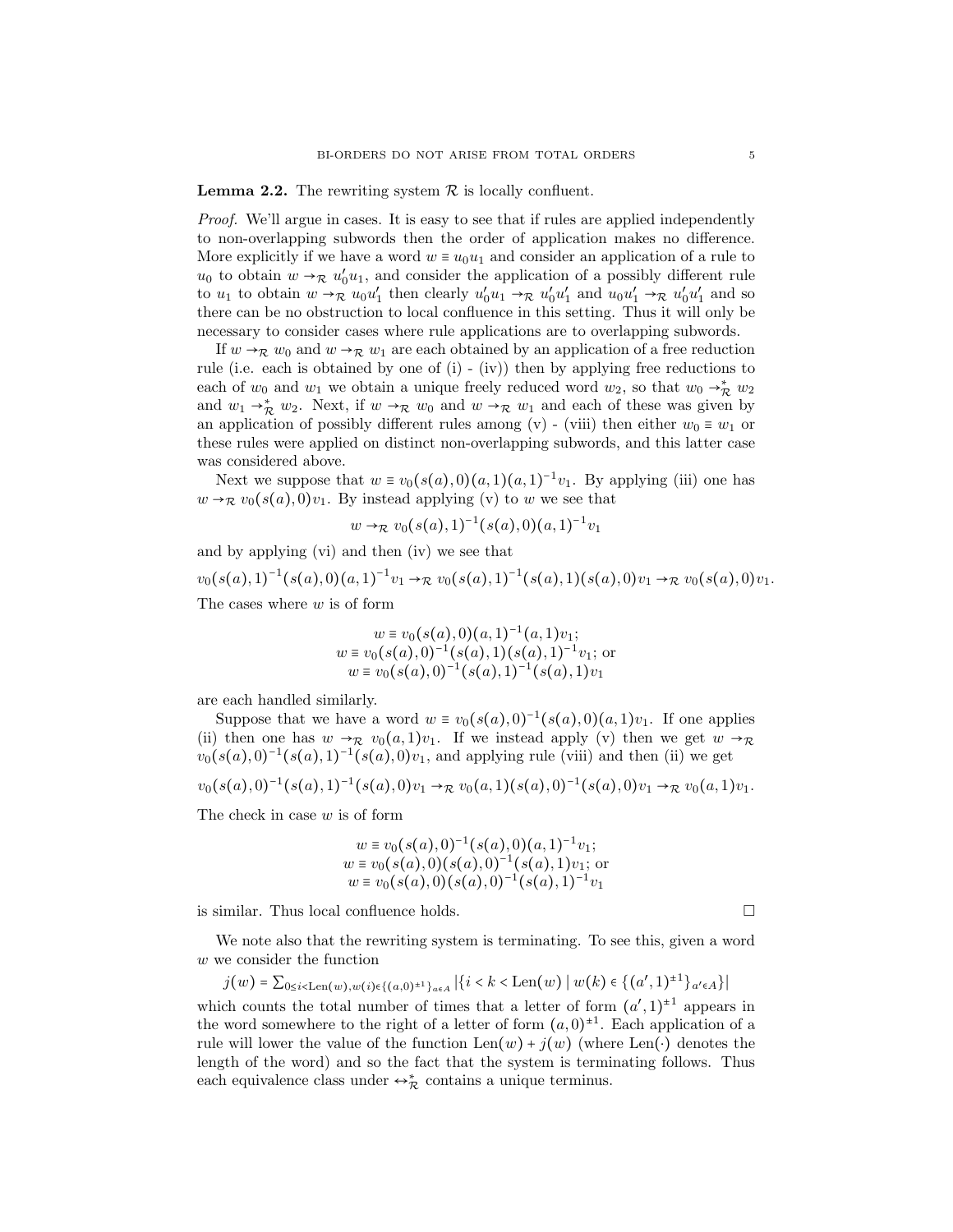**Lemma 2.2.** The rewriting system $\mathcal{R}$ is locally confluent.

*Proof.* We'll argue in cases. It is easy to see that if rules are applied independently to non-overlapping subwords then the order of application makes no difference. More explicitly if we have a word $w \equiv u_0 u_1$ and consider an application of a rule to $u_0$ to obtain $w \to_{\mathcal{R}} u_0' u_1$, and consider the application of a possibly different rule to $u_1$ to obtain $w \to_{\mathcal{R}} u_0 u_1'$ then clearly $u_0' u_1 \to_{\mathcal{R}} u_0' u_1'$ and $u_0 u_1' \to_{\mathcal{R}} u_0' u_1'$ and so there can be no obstruction to local confluence in this setting. Thus it will only be necessary to consider cases where rule applications are to overlapping subwords.

If $w \to_{\mathcal{R}} w_0$ and $w \to_{\mathcal{R}} w_1$ are each obtained by an application of a free reduction rule (i.e. each is obtained by one of (i) - (iv)) then by applying free reductions to each of $w_0$ and $w_1$ we obtain a unique freely reduced word $w_2$, so that $w_0 \to_{\mathcal{R}}^* w_2$ and $w_1 \to_{\mathcal{R}}^* w_2$. Next, if $w \to_{\mathcal{R}} w_0$ and $w \to_{\mathcal{R}} w_1$ and each of these was given by an application of possibly different rules among (v) - (viii) then either $w_0 \equiv w_1$ or these rules were applied on distinct non-overlapping subwords, and this latter case was considered above.

Next we suppose that $w \equiv v_0 (s(a), 0)(a, 1)(a, 1)^{-1} v_1$. By applying (iii) one has $w \to_{\mathcal{R}} v_0 (s(a), 0) v_1$. By instead applying (v) to $w$ we see that

$$w \to_{\mathcal{R}} v_0 (s(a), 1)^{-1}(s(a), 0)(a, 1)^{-1} v_1$$

and by applying (vi) and then (iv) we see that

$$v_0 (s(a), 1)^{-1}(s(a), 0)(a, 1)^{-1} v_1 \to_{\mathcal{R}} v_0 (s(a), 1)^{-1}(s(a), 1)(s(a), 0) v_1 \to_{\mathcal{R}} v_0 (s(a), 0) v_1.$$

The cases where $w$ is of form

$$w \equiv v_0 (s(a), 0)(a, 1)^{-1}(a, 1) v_1;$$
$$w \equiv v_0 (s(a), 0)^{-1}(s(a), 1)(s(a), 1)^{-1} v_1; \text{ or}$$
$$w \equiv v_0 (s(a), 0)^{-1}(s(a), 1)^{-1}(s(a), 1) v_1$$

are each handled similarly.

Suppose that we have a word $w \equiv v_0 (s(a), 0)^{-1}(s(a), 0)(a, 1) v_1$. If one applies (ii) then one has $w \to_{\mathcal{R}} v_0 (a, 1) v_1$. If we instead apply (v) then we get $w \to_{\mathcal{R}} v_0 (s(a), 0)^{-1}(s(a), 1)^{-1}(s(a), 0) v_1$, and applying rule (viii) and then (ii) we get

$$v_0 (s(a), 0)^{-1}(s(a), 1)^{-1}(s(a), 0) v_1 \to_{\mathcal{R}} v_0 (a, 1)(s(a), 0)^{-1}(s(a), 0) v_1 \to_{\mathcal{R}} v_0 (a, 1) v_1.$$

The check in case $w$ is of form

$$w \equiv v_0 (s(a), 0)^{-1}(s(a), 0)(a, 1)^{-1} v_1;$$
$$w \equiv v_0 (s(a), 0)(s(a), 0)^{-1}(s(a), 1) v_1; \text{ or}$$
$$w \equiv v_0 (s(a), 0)(s(a), 0)^{-1}(s(a), 1)^{-1} v_1$$

is similar. Thus local confluence holds. $\square$

We note also that the rewriting system is terminating. To see this, given a word $w$ we consider the function

$$j(w) = \sum_{0 \leq i < \mathrm{Len}(w), w(i) \in \{(a,0)^{\pm 1}\}_{a \in A}} |\{i < k < \mathrm{Len}(w) \mid w(k) \in \{(a', 1)^{\pm 1}\}_{a' \in A}\}|$$

which counts the total number of times that a letter of form $(a', 1)^{\pm 1}$ appears in the word somewhere to the right of a letter of form $(a, 0)^{\pm 1}$. Each application of a rule will lower the value of the function $\mathrm{Len}(w) + j(w)$ (where $\mathrm{Len}(\cdot)$ denotes the length of the word) and so the fact that the system is terminating follows. Thus each equivalence class under $\leftrightarrow_{\mathcal{R}}^*$ contains a unique terminus.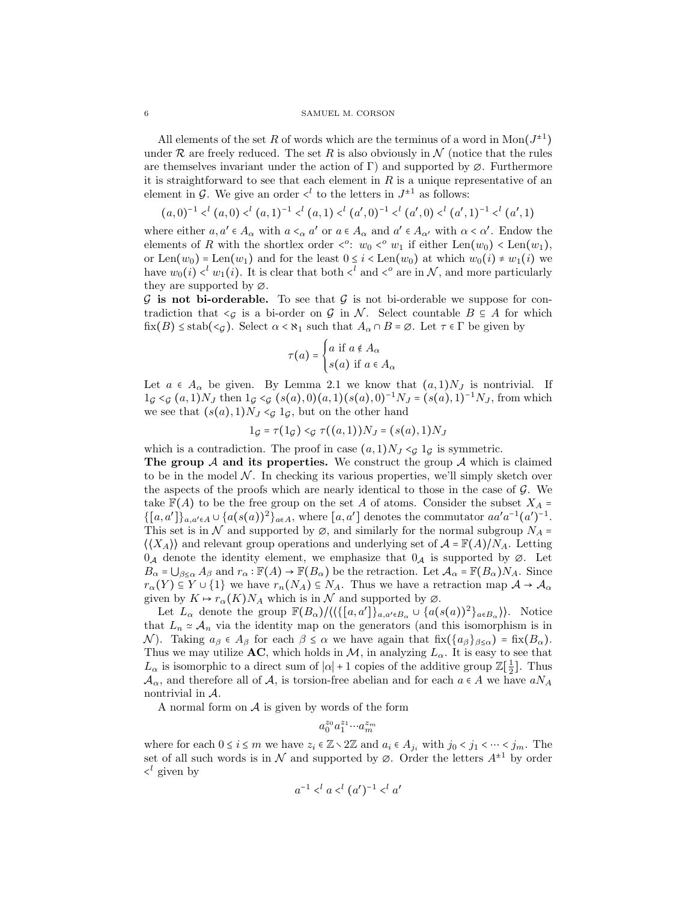All elements of the set $R$ of words which are the terminus of a word in $\mathrm{Mon}(J^{\pm 1})$ under $\mathcal{R}$ are freely reduced. The set $R$ is also obviously in $\mathcal{N}$ (notice that the rules are themselves invariant under the action of $\Gamma$) and supported by $\varnothing$. Furthermore it is straightforward to see that each element in $R$ is a unique representative of an element in $\mathcal{G}$. We give an order $<^l$ to the letters in $J^{\pm 1}$ as follows:

$$(a,0)^{-1} <^l (a,0) <^l (a,1)^{-1} <^l (a,1) <^l (a',0)^{-1} <^l (a',0) <^l (a',1)^{-1} <^l (a',1)$$

where either $a, a' \in A_\alpha$ with $a <_\alpha a'$ or $a \in A_\alpha$ and $a' \in A_{\alpha'}$ with $\alpha < \alpha'$. Endow the elements of $R$ with the shortlex order $<^o$: $w_0 <^o w_1$ if either $\mathrm{Len}(w_0) < \mathrm{Len}(w_1)$, or $\mathrm{Len}(w_0) = \mathrm{Len}(w_1)$ and for the least $0 \leq i < \mathrm{Len}(w_0)$ at which $w_0(i) \neq w_1(i)$ we have $w_0(i) <^l w_1(i)$. It is clear that both $<^l$ and $<^o$ are in $\mathcal{N}$, and more particularly they are supported by $\varnothing$.

**$\mathcal{G}$ is not bi-orderable.** To see that $\mathcal{G}$ is not bi-orderable we suppose for contradiction that $<_{\mathcal{G}}$ is a bi-order on $\mathcal{G}$ in $\mathcal{N}$. Select countable $B \subseteq A$ for which $\mathrm{fix}(B) \leq \mathrm{stab}(<_{\mathcal{G}})$. Select $\alpha < \aleph_1$ such that $A_\alpha \cap B = \varnothing$. Let $\tau \in \Gamma$ be given by

$$\tau(a) = \begin{cases} a \text{ if } a \notin A_\alpha \\ s(a) \text{ if } a \in A_\alpha \end{cases}$$

Let $a \in A_\alpha$ be given. By Lemma 2.1 we know that $(a,1)N_J$ is nontrivial. If $1_{\mathcal{G}} <_{\mathcal{G}} (a,1)N_J$ then $1_{\mathcal{G}} <_{\mathcal{G}} (s(a),0)(a,1)(s(a),0)^{-1}N_J = (s(a),1)^{-1}N_J$, from which we see that $(s(a),1)N_J <_{\mathcal{G}} 1_{\mathcal{G}}$, but on the other hand

$$1_{\mathcal{G}} = \tau(1_{\mathcal{G}}) <_{\mathcal{G}} \tau((a,1))N_J = (s(a),1)N_J$$

which is a contradiction. The proof in case $(a,1)N_J <_{\mathcal{G}} 1_{\mathcal{G}}$ is symmetric.

**The group $\mathcal{A}$ and its properties.** We construct the group $\mathcal{A}$ which is claimed to be in the model $\mathcal{N}$. In checking its various properties, we'll simply sketch over the aspects of the proofs which are nearly identical to those in the case of $\mathcal{G}$. We take $\mathbb{F}(A)$ to be the free group on the set $A$ of atoms. Consider the subset $X_A = \{[a,a']\}_{a,a' \in A} \cup \{a(s(a))^2\}_{a \in A}$, where $[a,a']$ denotes the commutator $aa'a^{-1}(a')^{-1}$. This set is in $\mathcal{N}$ and supported by $\varnothing$, and similarly for the normal subgroup $N_A = \langle\langle X_A \rangle\rangle$ and relevant group operations and underlying set of $\mathcal{A} = \mathbb{F}(A)/N_A$. Letting $0_{\mathcal{A}}$ denote the identity element, we emphasize that $0_{\mathcal{A}}$ is supported by $\varnothing$. Let $B_\alpha = \bigcup_{\beta \leq \alpha} A_\beta$ and $r_\alpha : \mathbb{F}(A) \to \mathbb{F}(B_\alpha)$ be the retraction. Let $\mathcal{A}_\alpha = \mathbb{F}(B_\alpha)N_A$. Since $r_\alpha(Y) \subseteq Y \cup \{1\}$ we have $r_n(N_A) \subseteq N_A$. Thus we have a retraction map $\mathcal{A} \to \mathcal{A}_\alpha$ given by $K \mapsto r_\alpha(K)N_A$ which is in $\mathcal{N}$ and supported by $\varnothing$.

Let $L_\alpha$ denote the group $\mathbb{F}(B_\alpha)/\langle\langle \{[a,a']\}_{a,a' \in B_\alpha} \cup \{a(s(a))^2\}_{a \in B_\alpha} \rangle\rangle$. Notice that $L_n \simeq \mathcal{A}_n$ via the identity map on the generators (and this isomorphism is in $\mathcal{N}$). Taking $a_\beta \in A_\beta$ for each $\beta \leq \alpha$ we have again that $\mathrm{fix}(\{a_\beta\}_{\beta \leq \alpha}) = \mathrm{fix}(B_\alpha)$. Thus we may utilize **AC**, which holds in $\mathcal{M}$, in analyzing $L_\alpha$. It is easy to see that $L_\alpha$ is isomorphic to a direct sum of $|\alpha| + 1$ copies of the additive group $\mathbb{Z}[\frac{1}{2}]$. Thus $\mathcal{A}_\alpha$, and therefore all of $\mathcal{A}$, is torsion-free abelian and for each $a \in A$ we have $aN_A$ nontrivial in $\mathcal{A}$.

A normal form on $\mathcal{A}$ is given by words of the form

$$a_0^{z_0} a_1^{z_1} \cdots a_m^{z_m}$$

where for each $0 \leq i \leq m$ we have $z_i \in \mathbb{Z} \setminus 2\mathbb{Z}$ and $a_i \in A_{j_i}$ with $j_0 < j_1 < \cdots < j_m$. The set of all such words is in $\mathcal{N}$ and supported by $\varnothing$. Order the letters $A^{\pm 1}$ by order $<^l$ given by

$$a^{-1} <^l a <^l (a')^{-1} <^l a'$$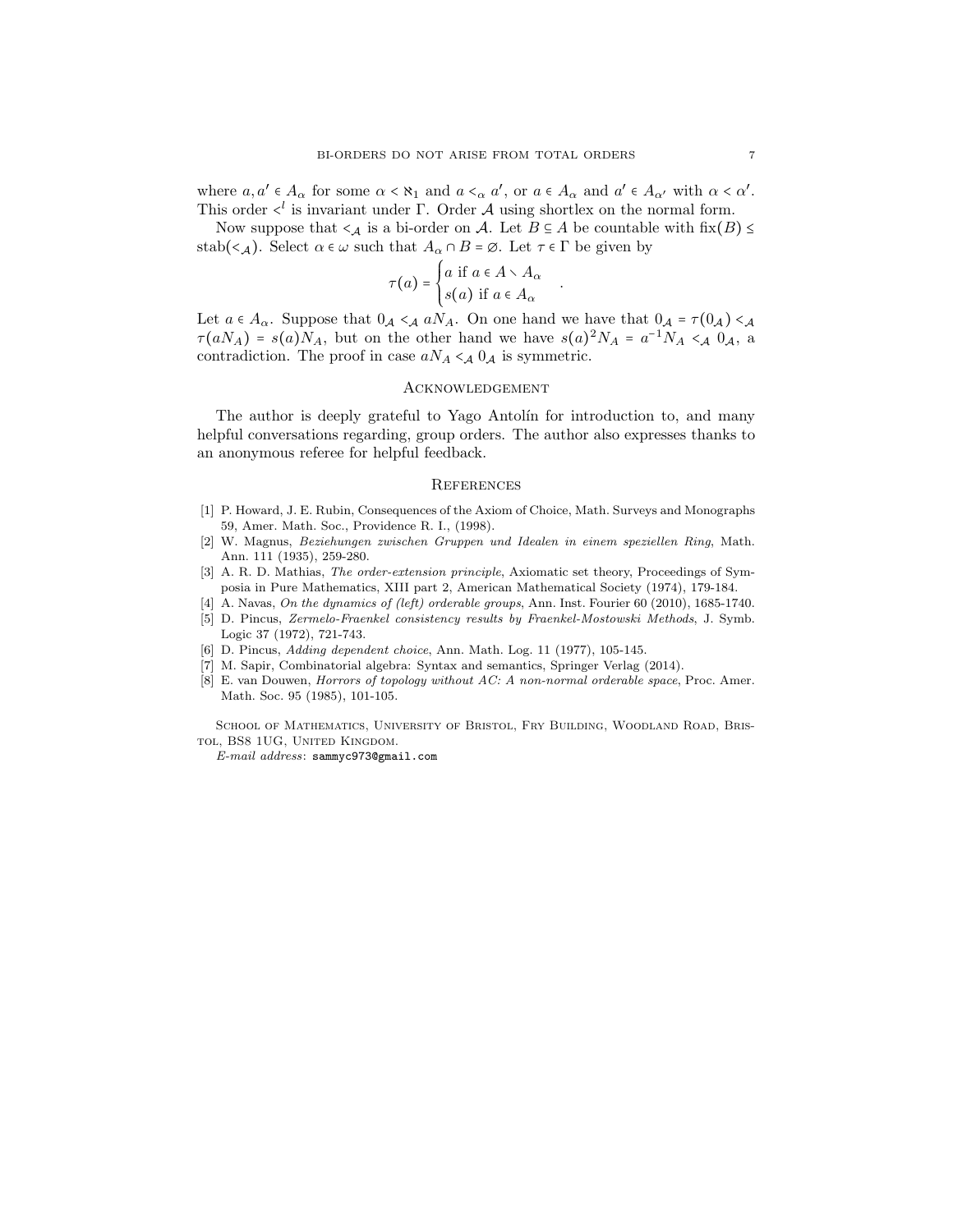where $a, a' \in A_\alpha$ for some $\alpha < \aleph_1$ and $a <_\alpha a'$, or $a \in A_\alpha$ and $a' \in A_{\alpha'}$ with $\alpha < \alpha'$. This order $<^l$ is invariant under $\Gamma$. Order $\mathcal{A}$ using shortlex on the normal form.

Now suppose that $<_\mathcal{A}$ is a bi-order on $\mathcal{A}$. Let $B \subseteq A$ be countable with $\text{fix}(B) \leq \text{stab}(<_\mathcal{A})$. Select $\alpha \in \omega$ such that $A_\alpha \cap B = \varnothing$. Let $\tau \in \Gamma$ be given by

$$\tau(a) = \begin{cases} a \text{ if } a \in A \setminus A_\alpha \\ s(a) \text{ if } a \in A_\alpha \end{cases}.$$

Let $a \in A_\alpha$. Suppose that $0_\mathcal{A} <_\mathcal{A} aN_A$. On one hand we have that $0_\mathcal{A} = \tau(0_\mathcal{A}) <_\mathcal{A} \tau(aN_A) = s(a)N_A$, but on the other hand we have $s(a)^2 N_A = a^{-1}N_A <_\mathcal{A} 0_\mathcal{A}$, a contradiction. The proof in case $aN_A <_\mathcal{A} 0_\mathcal{A}$ is symmetric.

## Acknowledgement

The author is deeply grateful to Yago Antolín for introduction to, and many helpful conversations regarding, group orders. The author also expresses thanks to an anonymous referee for helpful feedback.

## References

[1] P. Howard, J. E. Rubin, Consequences of the Axiom of Choice, Math. Surveys and Monographs 59, Amer. Math. Soc., Providence R. I., (1998).

[2] W. Magnus, *Beziehungen zwischen Gruppen und Idealen in einem speziellen Ring*, Math. Ann. 111 (1935), 259-280.

[3] A. R. D. Mathias, *The order-extension principle*, Axiomatic set theory, Proceedings of Symposia in Pure Mathematics, XIII part 2, American Mathematical Society (1974), 179-184.

[4] A. Navas, *On the dynamics of (left) orderable groups*, Ann. Inst. Fourier 60 (2010), 1685-1740.

[5] D. Pincus, *Zermelo-Fraenkel consistency results by Fraenkel-Mostowski Methods*, J. Symb. Logic 37 (1972), 721-743.

[6] D. Pincus, *Adding dependent choice*, Ann. Math. Log. 11 (1977), 105-145.

[7] M. Sapir, Combinatorial algebra: Syntax and semantics, Springer Verlag (2014).

[8] E. van Douwen, *Horrors of topology without AC: A non-normal orderable space*, Proc. Amer. Math. Soc. 95 (1985), 101-105.

School of Mathematics, University of Bristol, Fry Building, Woodland Road, Bristol, BS8 1UG, United Kingdom.

*E-mail address*: sammyc973@gmail.com